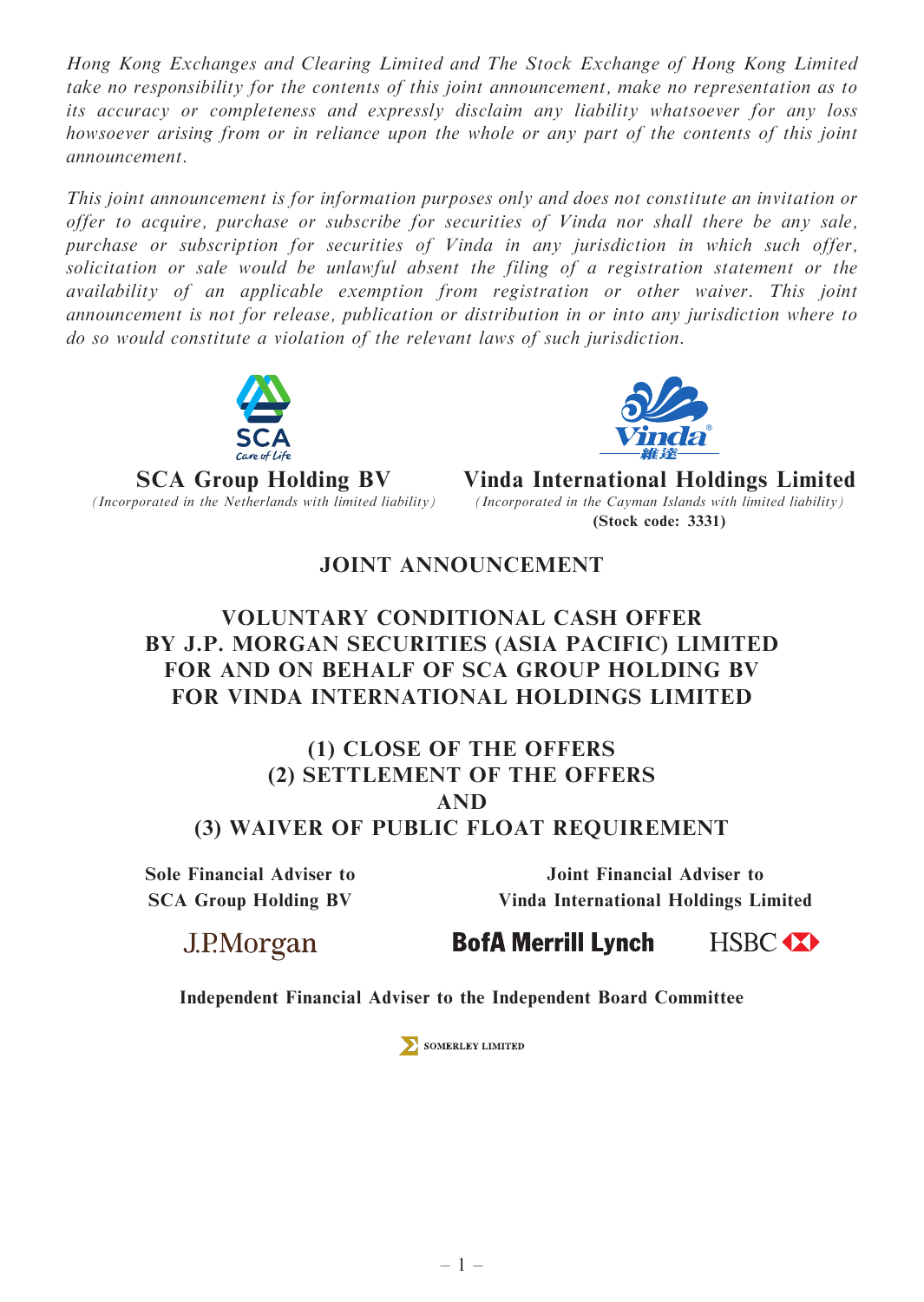*Hong Kong Exchanges and Clearing Limited and The Stock Exchange of Hong Kong Limited take no responsibility for the contents of this joint announcement, make no representation as to its accuracy or completeness and expressly disclaim any liability whatsoever for any loss howsoever arising from or in reliance upon the whole or any part of the contents of this joint announcement.*

*This joint announcement is for information purposes only and does not constitute an invitation or offer to acquire, purchase or subscribe for securities of Vinda nor shall there be any sale, purchase or subscription for securities of Vinda in any jurisdiction in which such offer, solicitation or sale would be unlawful absent the filing of a registration statement or the availability of an applicable exemption from registration or other waiver. This joint announcement is not for release, publication or distribution in or into any jurisdiction where to do so would constitute a violation of the relevant laws of such jurisdiction.*

**SCA Group Holding BV**
*(Incorporated in the Netherlands with limited liability)*

**Vinda International Holdings Limited**
*(Incorporated in the Cayman Islands with limited liability)*
**(Stock code: 3331)**

# JOINT ANNOUNCEMENT

## VOLUNTARY CONDITIONAL CASH OFFER BY J.P. MORGAN SECURITIES (ASIA PACIFIC) LIMITED FOR AND ON BEHALF OF SCA GROUP HOLDING BV FOR VINDA INTERNATIONAL HOLDINGS LIMITED

## (1) CLOSE OF THE OFFERS
## (2) SETTLEMENT OF THE OFFERS
## AND
## (3) WAIVER OF PUBLIC FLOAT REQUIREMENT

**Sole Financial Adviser to SCA Group Holding BV**

J.P.Morgan

**Joint Financial Adviser to Vinda International Holdings Limited**

BofA Merrill Lynch HSBC

**Independent Financial Adviser to the Independent Board Committee**

SOMERLEY LIMITED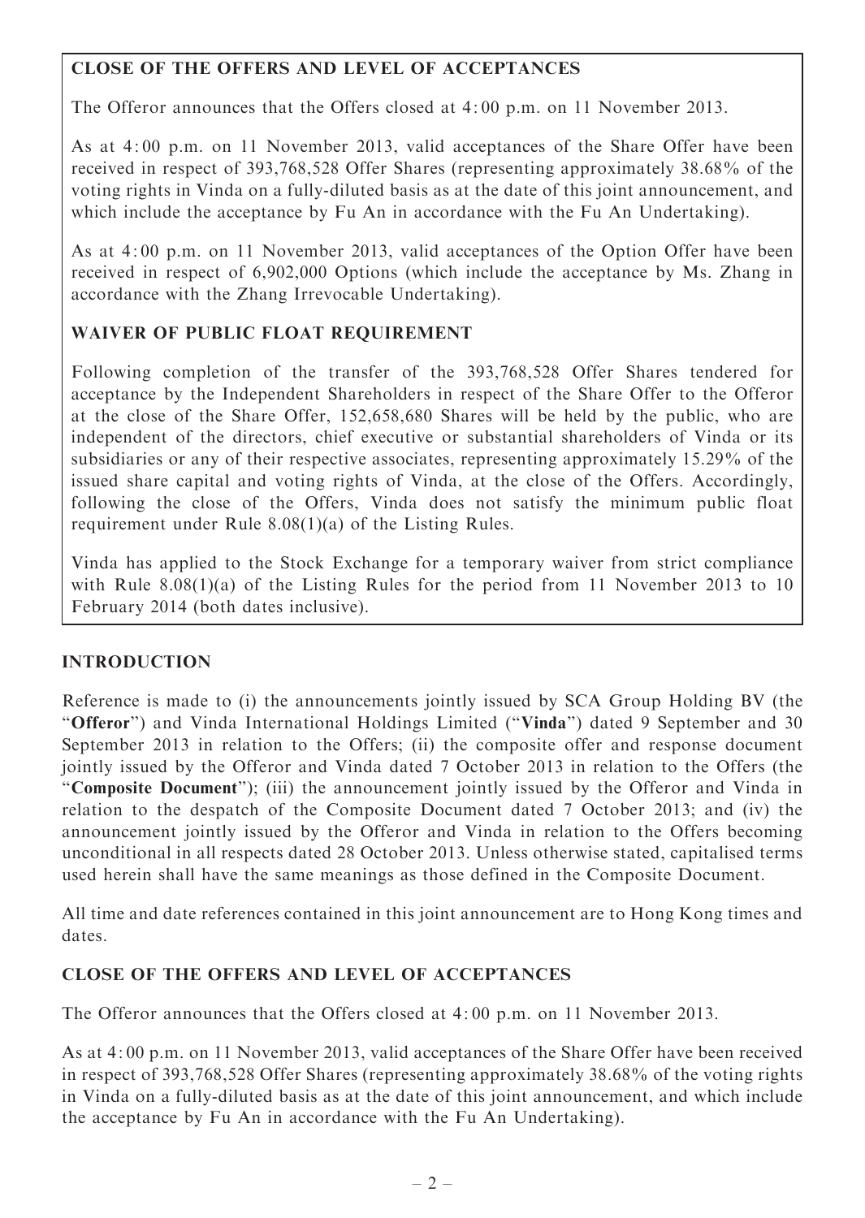## CLOSE OF THE OFFERS AND LEVEL OF ACCEPTANCES

The Offeror announces that the Offers closed at 4:00 p.m. on 11 November 2013.

As at 4:00 p.m. on 11 November 2013, valid acceptances of the Share Offer have been received in respect of 393,768,528 Offer Shares (representing approximately 38.68% of the voting rights in Vinda on a fully-diluted basis as at the date of this joint announcement, and which include the acceptance by Fu An in accordance with the Fu An Undertaking).

As at 4:00 p.m. on 11 November 2013, valid acceptances of the Option Offer have been received in respect of 6,902,000 Options (which include the acceptance by Ms. Zhang in accordance with the Zhang Irrevocable Undertaking).

## WAIVER OF PUBLIC FLOAT REQUIREMENT

Following completion of the transfer of the 393,768,528 Offer Shares tendered for acceptance by the Independent Shareholders in respect of the Share Offer to the Offeror at the close of the Share Offer, 152,658,680 Shares will be held by the public, who are independent of the directors, chief executive or substantial shareholders of Vinda or its subsidiaries or any of their respective associates, representing approximately 15.29% of the issued share capital and voting rights of Vinda, at the close of the Offers. Accordingly, following the close of the Offers, Vinda does not satisfy the minimum public float requirement under Rule 8.08(1)(a) of the Listing Rules.

Vinda has applied to the Stock Exchange for a temporary waiver from strict compliance with Rule 8.08(1)(a) of the Listing Rules for the period from 11 November 2013 to 10 February 2014 (both dates inclusive).

## INTRODUCTION

Reference is made to (i) the announcements jointly issued by SCA Group Holding BV (the "**Offeror**") and Vinda International Holdings Limited ("**Vinda**") dated 9 September and 30 September 2013 in relation to the Offers; (ii) the composite offer and response document jointly issued by the Offeror and Vinda dated 7 October 2013 in relation to the Offers (the "**Composite Document**"); (iii) the announcement jointly issued by the Offeror and Vinda in relation to the despatch of the Composite Document dated 7 October 2013; and (iv) the announcement jointly issued by the Offeror and Vinda in relation to the Offers becoming unconditional in all respects dated 28 October 2013. Unless otherwise stated, capitalised terms used herein shall have the same meanings as those defined in the Composite Document.

All time and date references contained in this joint announcement are to Hong Kong times and dates.

## CLOSE OF THE OFFERS AND LEVEL OF ACCEPTANCES

The Offeror announces that the Offers closed at 4:00 p.m. on 11 November 2013.

As at 4:00 p.m. on 11 November 2013, valid acceptances of the Share Offer have been received in respect of 393,768,528 Offer Shares (representing approximately 38.68% of the voting rights in Vinda on a fully-diluted basis as at the date of this joint announcement, and which include the acceptance by Fu An in accordance with the Fu An Undertaking).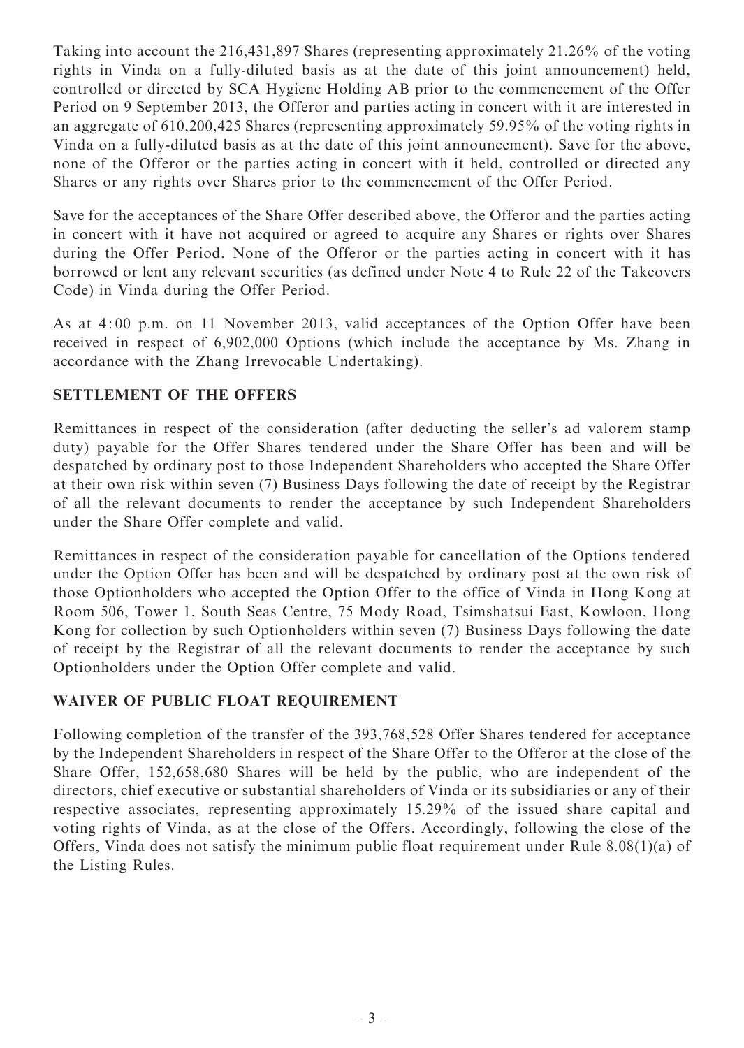Taking into account the 216,431,897 Shares (representing approximately 21.26% of the voting rights in Vinda on a fully-diluted basis as at the date of this joint announcement) held, controlled or directed by SCA Hygiene Holding AB prior to the commencement of the Offer Period on 9 September 2013, the Offeror and parties acting in concert with it are interested in an aggregate of 610,200,425 Shares (representing approximately 59.95% of the voting rights in Vinda on a fully-diluted basis as at the date of this joint announcement). Save for the above, none of the Offeror or the parties acting in concert with it held, controlled or directed any Shares or any rights over Shares prior to the commencement of the Offer Period.

Save for the acceptances of the Share Offer described above, the Offeror and the parties acting in concert with it have not acquired or agreed to acquire any Shares or rights over Shares during the Offer Period. None of the Offeror or the parties acting in concert with it has borrowed or lent any relevant securities (as defined under Note 4 to Rule 22 of the Takeovers Code) in Vinda during the Offer Period.

As at 4:00 p.m. on 11 November 2013, valid acceptances of the Option Offer have been received in respect of 6,902,000 Options (which include the acceptance by Ms. Zhang in accordance with the Zhang Irrevocable Undertaking).

## SETTLEMENT OF THE OFFERS

Remittances in respect of the consideration (after deducting the seller's ad valorem stamp duty) payable for the Offer Shares tendered under the Share Offer has been and will be despatched by ordinary post to those Independent Shareholders who accepted the Share Offer at their own risk within seven (7) Business Days following the date of receipt by the Registrar of all the relevant documents to render the acceptance by such Independent Shareholders under the Share Offer complete and valid.

Remittances in respect of the consideration payable for cancellation of the Options tendered under the Option Offer has been and will be despatched by ordinary post at the own risk of those Optionholders who accepted the Option Offer to the office of Vinda in Hong Kong at Room 506, Tower 1, South Seas Centre, 75 Mody Road, Tsimshatsui East, Kowloon, Hong Kong for collection by such Optionholders within seven (7) Business Days following the date of receipt by the Registrar of all the relevant documents to render the acceptance by such Optionholders under the Option Offer complete and valid.

## WAIVER OF PUBLIC FLOAT REQUIREMENT

Following completion of the transfer of the 393,768,528 Offer Shares tendered for acceptance by the Independent Shareholders in respect of the Share Offer to the Offeror at the close of the Share Offer, 152,658,680 Shares will be held by the public, who are independent of the directors, chief executive or substantial shareholders of Vinda or its subsidiaries or any of their respective associates, representing approximately 15.29% of the issued share capital and voting rights of Vinda, as at the close of the Offers. Accordingly, following the close of the Offers, Vinda does not satisfy the minimum public float requirement under Rule 8.08(1)(a) of the Listing Rules.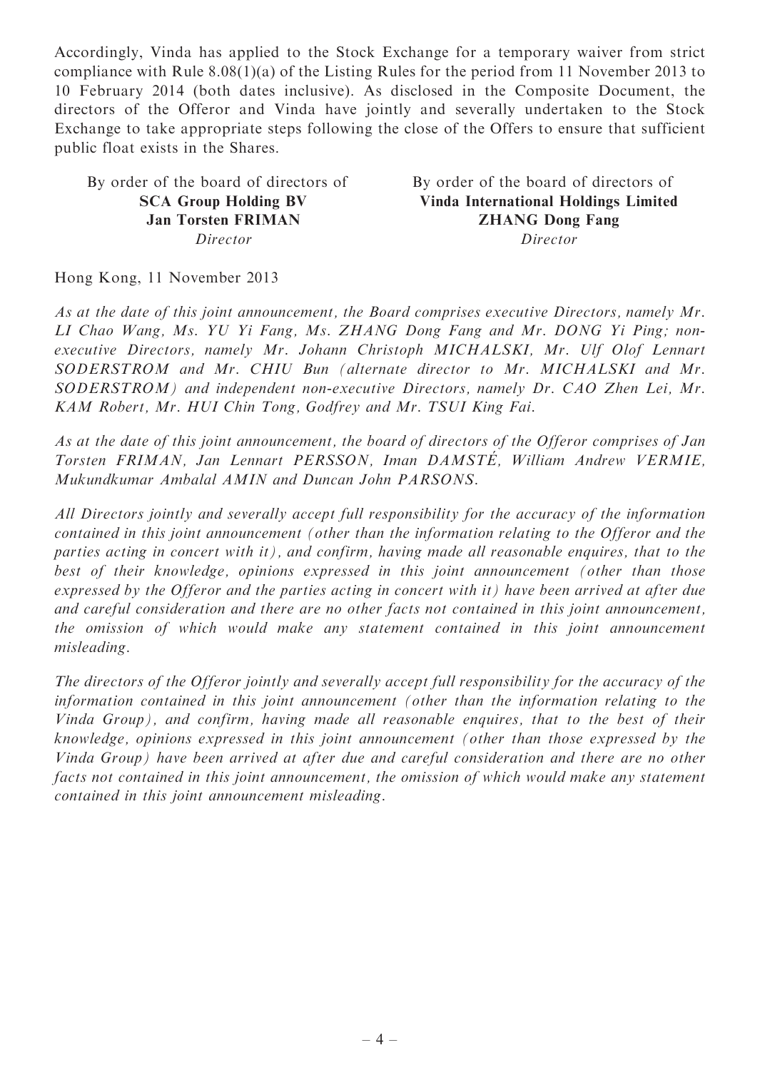Accordingly, Vinda has applied to the Stock Exchange for a temporary waiver from strict compliance with Rule 8.08(1)(a) of the Listing Rules for the period from 11 November 2013 to 10 February 2014 (both dates inclusive). As disclosed in the Composite Document, the directors of the Offeror and Vinda have jointly and severally undertaken to the Stock Exchange to take appropriate steps following the close of the Offers to ensure that sufficient public float exists in the Shares.

By order of the board of directors of
**SCA Group Holding BV**
**Jan Torsten FRIMAN**
*Director*

By order of the board of directors of
**Vinda International Holdings Limited**
**ZHANG Dong Fang**
*Director*

Hong Kong, 11 November 2013

*As at the date of this joint announcement, the Board comprises executive Directors, namely Mr. LI Chao Wang, Ms. YU Yi Fang, Ms. ZHANG Dong Fang and Mr. DONG Yi Ping; non-executive Directors, namely Mr. Johann Christoph MICHALSKI, Mr. Ulf Olof Lennart SODERSTROM and Mr. CHIU Bun (alternate director to Mr. MICHALSKI and Mr. SODERSTROM) and independent non-executive Directors, namely Dr. CAO Zhen Lei, Mr. KAM Robert, Mr. HUI Chin Tong, Godfrey and Mr. TSUI King Fai.*

*As at the date of this joint announcement, the board of directors of the Offeror comprises of Jan Torsten FRIMAN, Jan Lennart PERSSON, Iman DAMSTÉ, William Andrew VERMIE, Mukundkumar Ambalal AMIN and Duncan John PARSONS.*

*All Directors jointly and severally accept full responsibility for the accuracy of the information contained in this joint announcement (other than the information relating to the Offeror and the parties acting in concert with it), and confirm, having made all reasonable enquires, that to the best of their knowledge, opinions expressed in this joint announcement (other than those expressed by the Offeror and the parties acting in concert with it) have been arrived at after due and careful consideration and there are no other facts not contained in this joint announcement, the omission of which would make any statement contained in this joint announcement misleading.*

*The directors of the Offeror jointly and severally accept full responsibility for the accuracy of the information contained in this joint announcement (other than the information relating to the Vinda Group), and confirm, having made all reasonable enquires, that to the best of their knowledge, opinions expressed in this joint announcement (other than those expressed by the Vinda Group) have been arrived at after due and careful consideration and there are no other facts not contained in this joint announcement, the omission of which would make any statement contained in this joint announcement misleading.*